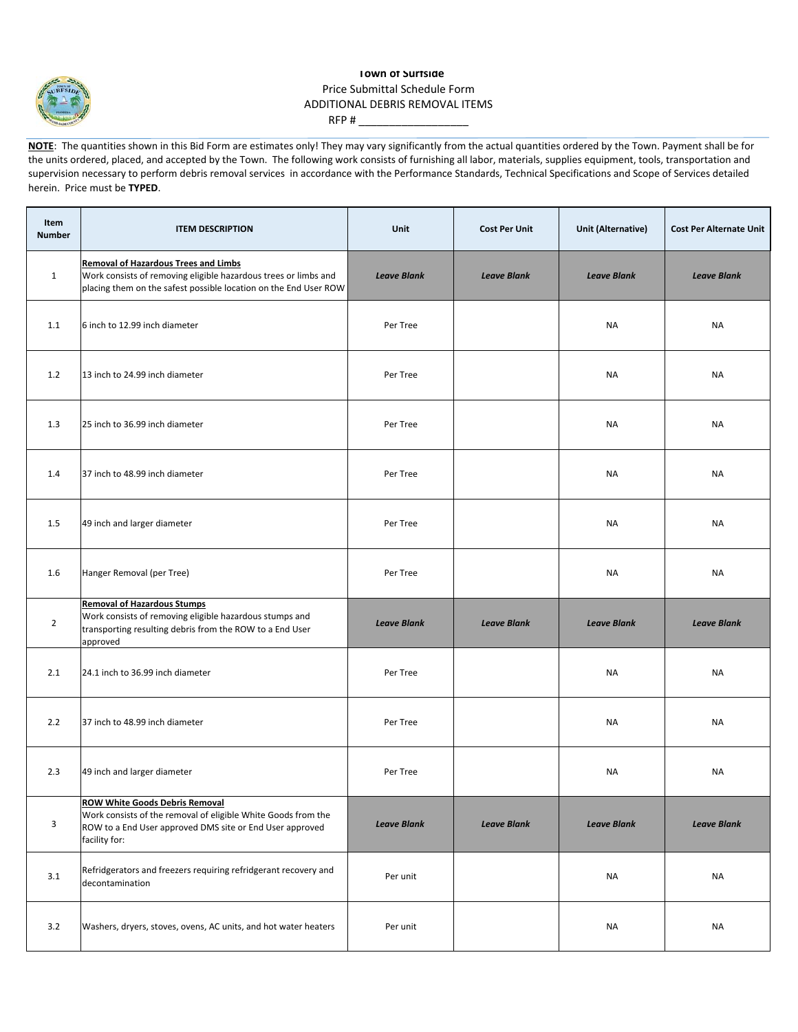**Town of Surfside**
Price Submittal Schedule Form
ADDITIONAL DEBRIS REMOVAL ITEMS
RFP # ___________________

**NOTE**: The quantities shown in this Bid Form are estimates only! They may vary significantly from the actual quantities ordered by the Town. Payment shall be for the units ordered, placed, and accepted by the Town. The following work consists of furnishing all labor, materials, supplies equipment, tools, transportation and supervision necessary to perform debris removal services in accordance with the Performance Standards, Technical Specifications and Scope of Services detailed herein. Price must be **TYPED**.

| Item Number | ITEM DESCRIPTION | Unit | Cost Per Unit | Unit (Alternative) | Cost Per Alternate Unit |
|---|---|---|---|---|---|
| 1 | **Removal of Hazardous Trees and Limbs** Work consists of removing eligible hazardous trees or limbs and placing them on the safest possible location on the End User ROW | ***Leave Blank*** | ***Leave Blank*** | ***Leave Blank*** | ***Leave Blank*** |
| 1.1 | 6 inch to 12.99 inch diameter | Per Tree | | NA | NA |
| 1.2 | 13 inch to 24.99 inch diameter | Per Tree | | NA | NA |
| 1.3 | 25 inch to 36.99 inch diameter | Per Tree | | NA | NA |
| 1.4 | 37 inch to 48.99 inch diameter | Per Tree | | NA | NA |
| 1.5 | 49 inch and larger diameter | Per Tree | | NA | NA |
| 1.6 | Hanger Removal (per Tree) | Per Tree | | NA | NA |
| 2 | **Removal of Hazardous Stumps** Work consists of removing eligible hazardous stumps and transporting resulting debris from the ROW to a End User approved | ***Leave Blank*** | ***Leave Blank*** | ***Leave Blank*** | ***Leave Blank*** |
| 2.1 | 24.1 inch to 36.99 inch diameter | Per Tree | | NA | NA |
| 2.2 | 37 inch to 48.99 inch diameter | Per Tree | | NA | NA |
| 2.3 | 49 inch and larger diameter | Per Tree | | NA | NA |
| 3 | **ROW White Goods Debris Removal** Work consists of the removal of eligible White Goods from the ROW to a End User approved DMS site or End User approved facility for: | ***Leave Blank*** | ***Leave Blank*** | ***Leave Blank*** | ***Leave Blank*** |
| 3.1 | Refridgerators and freezers requiring refridgerant recovery and decontamination | Per unit | | NA | NA |
| 3.2 | Washers, dryers, stoves, ovens, AC units, and hot water heaters | Per unit | | NA | NA |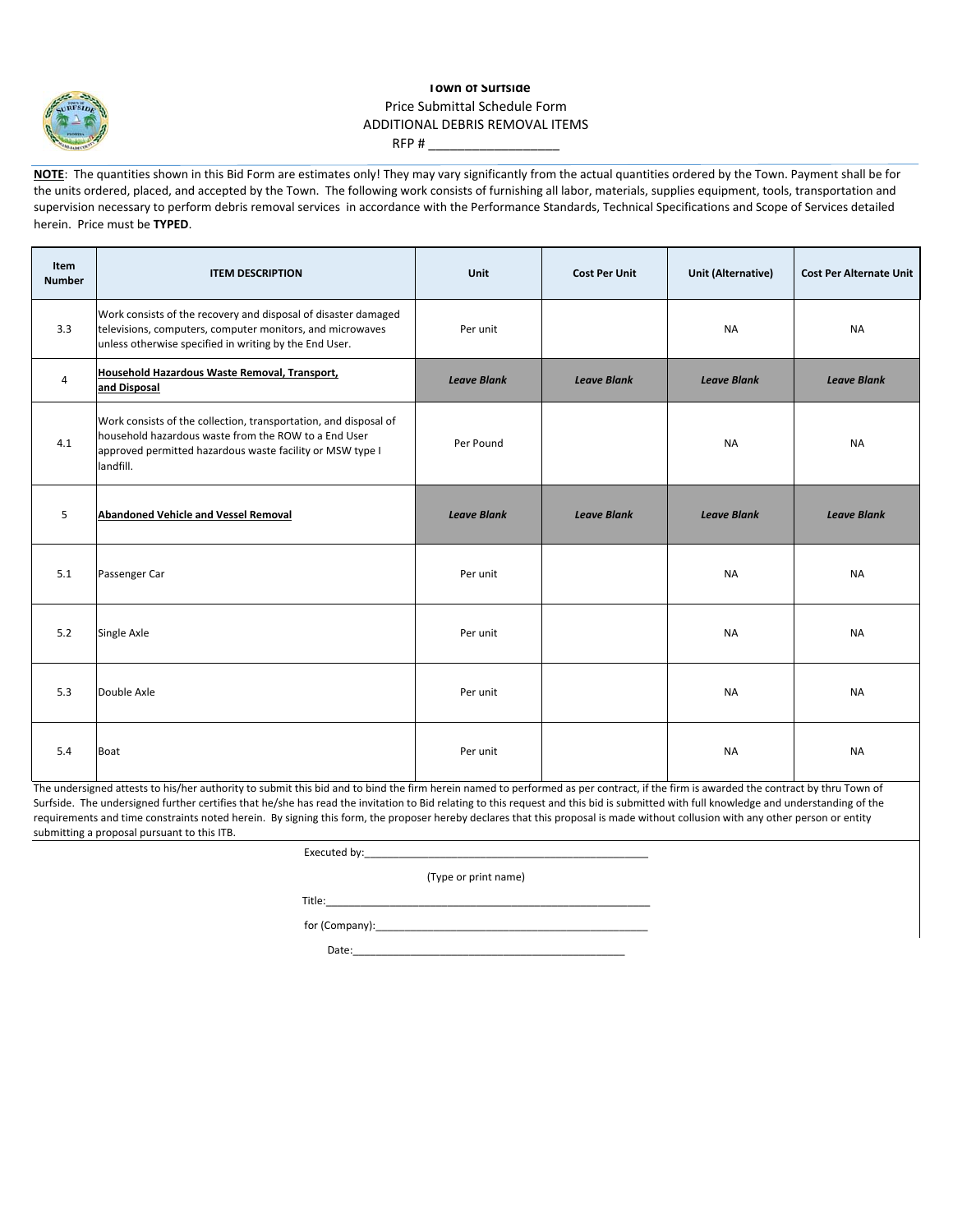**Town of Surfside**

Price Submittal Schedule Form

ADDITIONAL DEBRIS REMOVAL ITEMS

RFP # ___________________

**NOTE**: The quantities shown in this Bid Form are estimates only! They may vary significantly from the actual quantities ordered by the Town. Payment shall be for the units ordered, placed, and accepted by the Town. The following work consists of furnishing all labor, materials, supplies equipment, tools, transportation and supervision necessary to perform debris removal services in accordance with the Performance Standards, Technical Specifications and Scope of Services detailed herein. Price must be **TYPED**.

| Item Number | ITEM DESCRIPTION | Unit | Cost Per Unit | Unit (Alternative) | Cost Per Alternate Unit |
|---|---|---|---|---|---|
| 3.3 | Work consists of the recovery and disposal of disaster damaged televisions, computers, computer monitors, and microwaves unless otherwise specified in writing by the End User. | Per unit | | NA | NA |
| 4 | **Household Hazardous Waste Removal, Transport, and Disposal** | *Leave Blank* | *Leave Blank* | *Leave Blank* | *Leave Blank* |
| 4.1 | Work consists of the collection, transportation, and disposal of household hazardous waste from the ROW to a End User approved permitted hazardous waste facility or MSW type I landfill. | Per Pound | | NA | NA |
| 5 | **Abandoned Vehicle and Vessel Removal** | *Leave Blank* | *Leave Blank* | *Leave Blank* | *Leave Blank* |
| 5.1 | Passenger Car | Per unit | | NA | NA |
| 5.2 | Single Axle | Per unit | | NA | NA |
| 5.3 | Double Axle | Per unit | | NA | NA |
| 5.4 | Boat | Per unit | | NA | NA |

The undersigned attests to his/her authority to submit this bid and to bind the firm herein named to performed as per contract, if the firm is awarded the contract by thru Town of Surfside. The undersigned further certifies that he/she has read the invitation to Bid relating to this request and this bid is submitted with full knowledge and understanding of the requirements and time constraints noted herein. By signing this form, the proposer hereby declares that this proposal is made without collusion with any other person or entity submitting a proposal pursuant to this ITB.

Executed by:_________________________________________________

(Type or print name)

Title:_________________________________________________

for (Company):_________________________________________________

Date:_________________________________________________